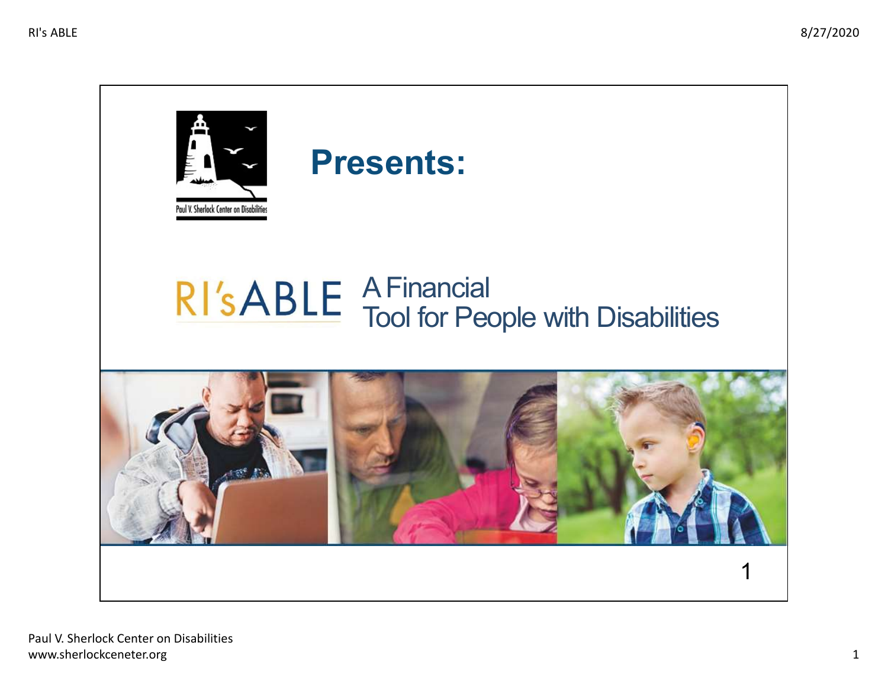Paul V. Sherlock Center on Disabilities

# Presents:

## RI's ABLE A Financial Tool for People with Disabilities

Paul V. Sherlock Center on Disabilities
www.sherlockceneter.org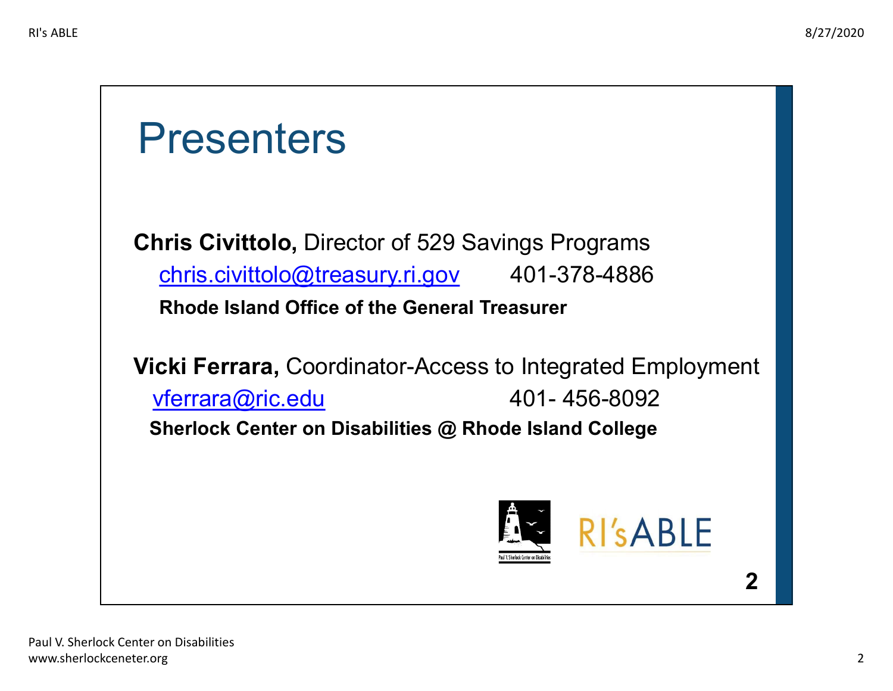# Presenters

**Chris Civittolo,** Director of 529 Savings Programs

chris.civittolo@treasury.ri.gov 401-378-4886

**Rhode Island Office of the General Treasurer**

**Vicki Ferrara,** Coordinator-Access to Integrated Employment

vferrara@ric.edu 401- 456-8092

**Sherlock Center on Disabilities @ Rhode Island College**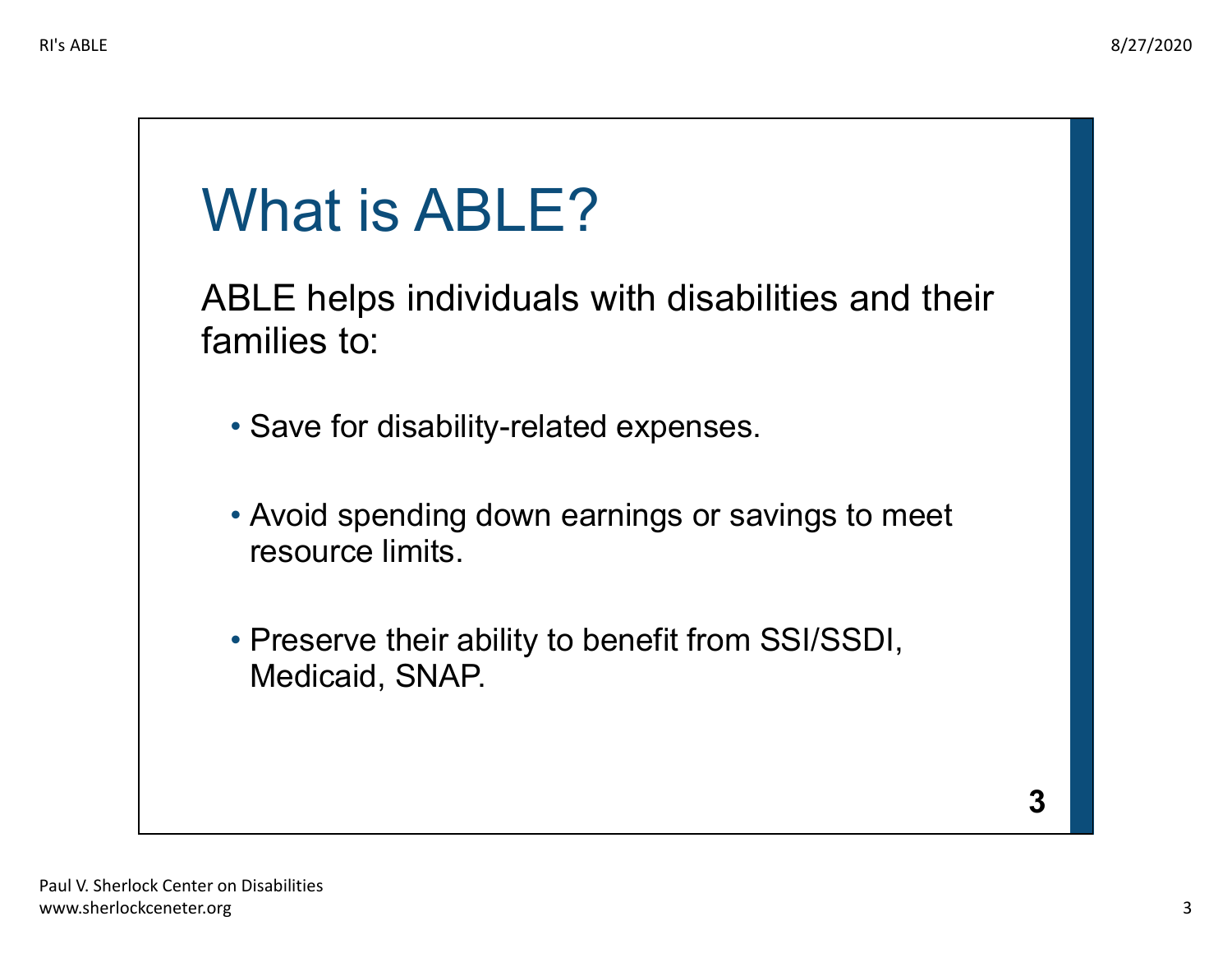# What is ABLE?

ABLE helps individuals with disabilities and their families to:

- Save for disability-related expenses.
- Avoid spending down earnings or savings to meet resource limits.
- Preserve their ability to benefit from SSI/SSDI, Medicaid, SNAP.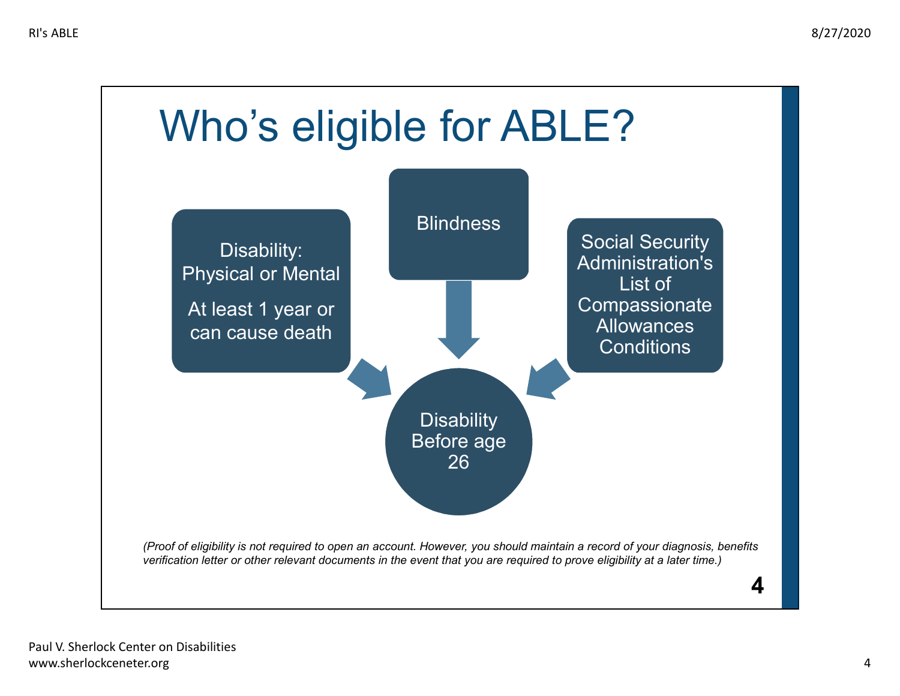# Who's eligible for ABLE?

- Disability: Physical or Mental

  At least 1 year or can cause death

- Blindness

- Social Security Administration's List of Compassionate Allowances Conditions

Disability Before age 26

*(Proof of eligibility is not required to open an account. However, you should maintain a record of your diagnosis, benefits verification letter or other relevant documents in the event that you are required to prove eligibility at a later time.)*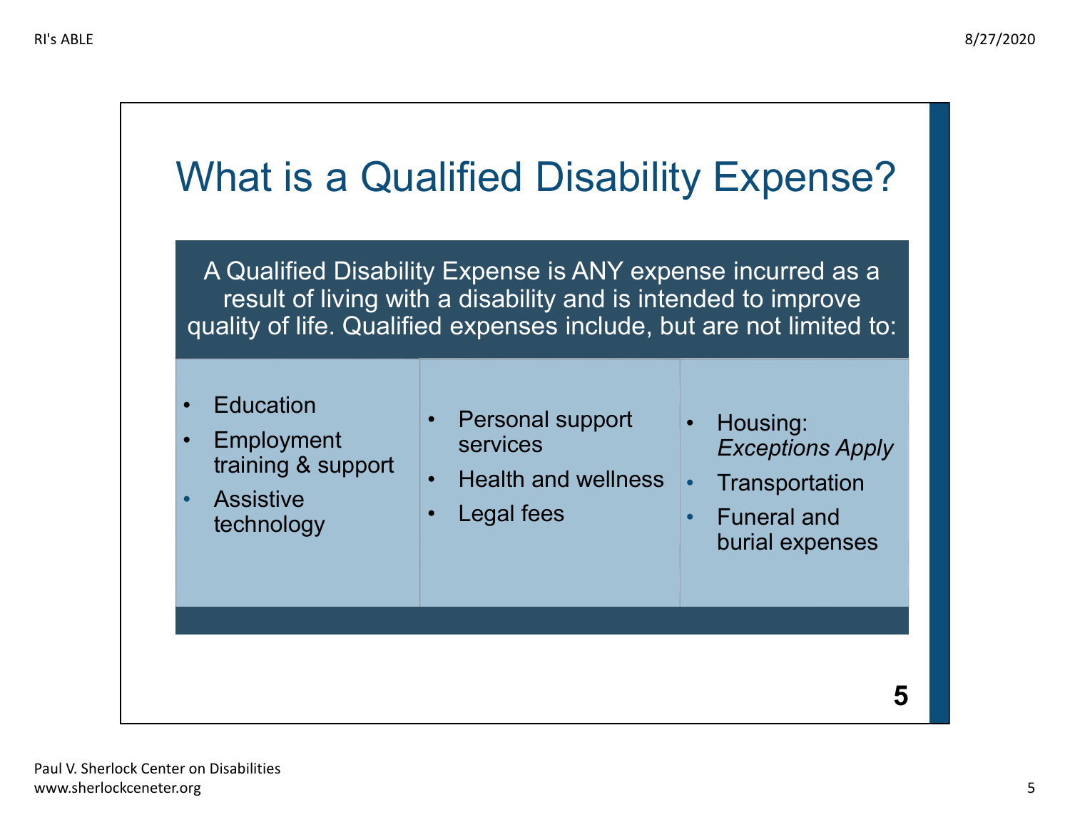# What is a Qualified Disability Expense?

A Qualified Disability Expense is ANY expense incurred as a result of living with a disability and is intended to improve quality of life. Qualified expenses include, but are not limited to:

- Education
- Employment training & support
- Assistive technology
- Personal support services
- Health and wellness
- Legal fees
- Housing: *Exceptions Apply*
- Transportation
- Funeral and burial expenses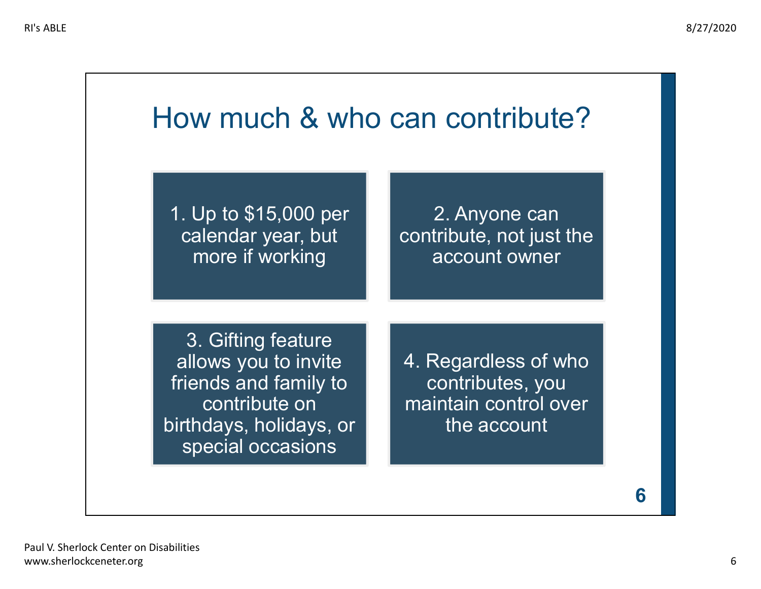# How much & who can contribute?

1. Up to $15,000 per calendar year, but more if working

2. Anyone can contribute, not just the account owner

3. Gifting feature allows you to invite friends and family to contribute on birthdays, holidays, or special occasions

4. Regardless of who contributes, you maintain control over the account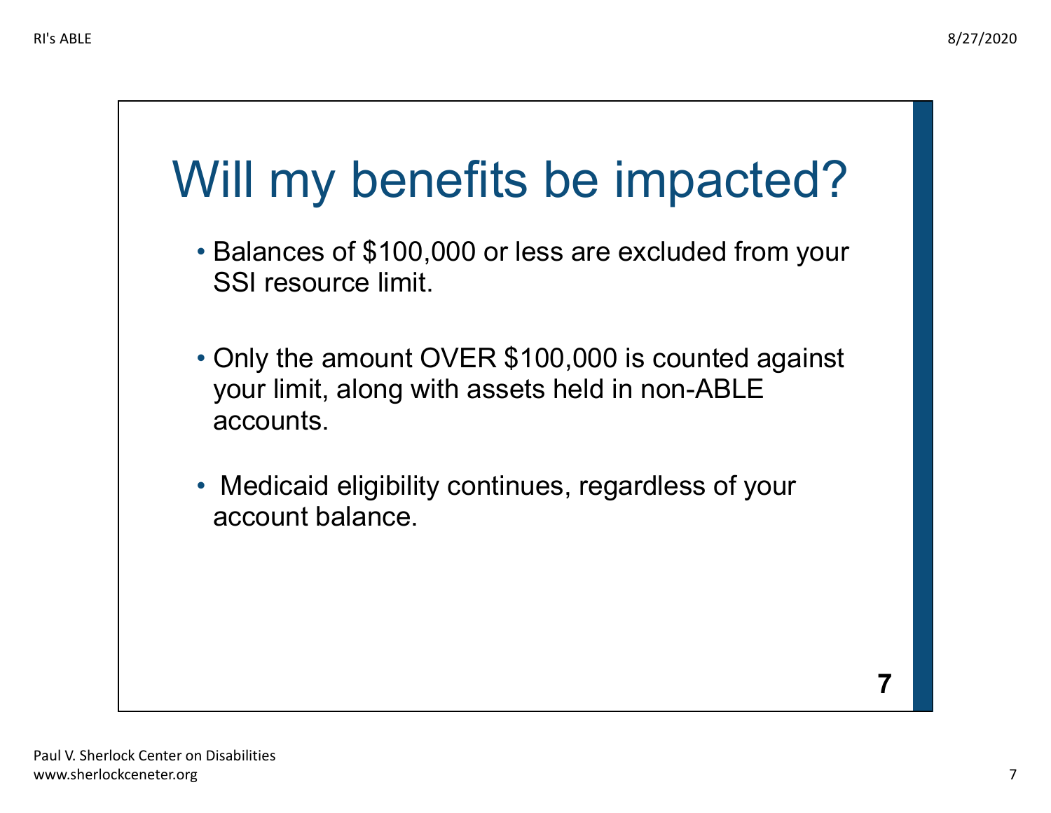# Will my benefits be impacted?

- Balances of $100,000 or less are excluded from your SSI resource limit.

- Only the amount OVER $100,000 is counted against your limit, along with assets held in non-ABLE accounts.

- Medicaid eligibility continues, regardless of your account balance.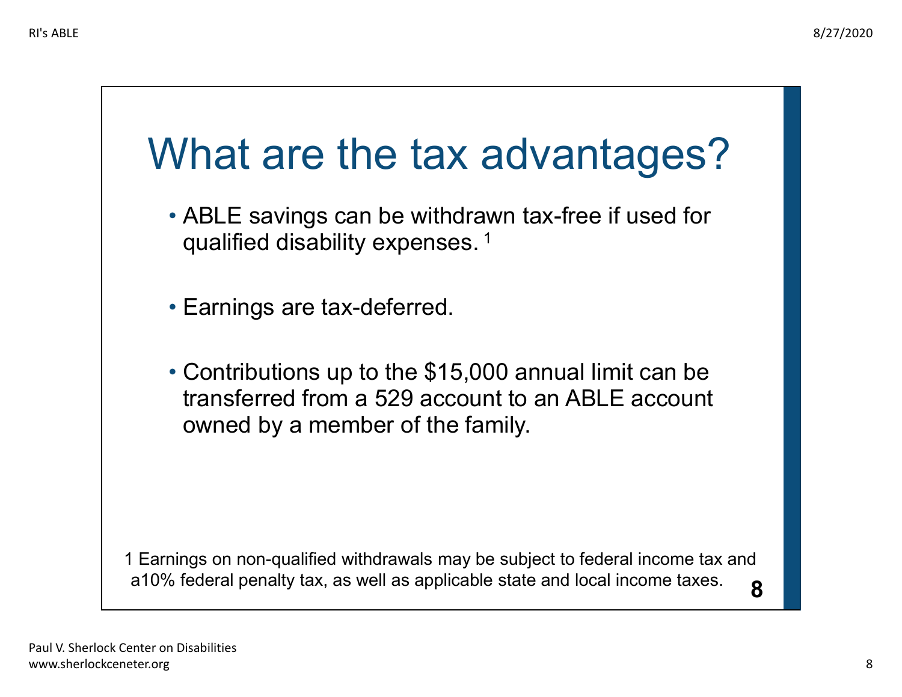# What are the tax advantages?

- ABLE savings can be withdrawn tax-free if used for qualified disability expenses.[1]

- Earnings are tax-deferred.

- Contributions up to the $15,000 annual limit can be transferred from a 529 account to an ABLE account owned by a member of the family.

1 Earnings on non-qualified withdrawals may be subject to federal income tax and a10% federal penalty tax, as well as applicable state and local income taxes.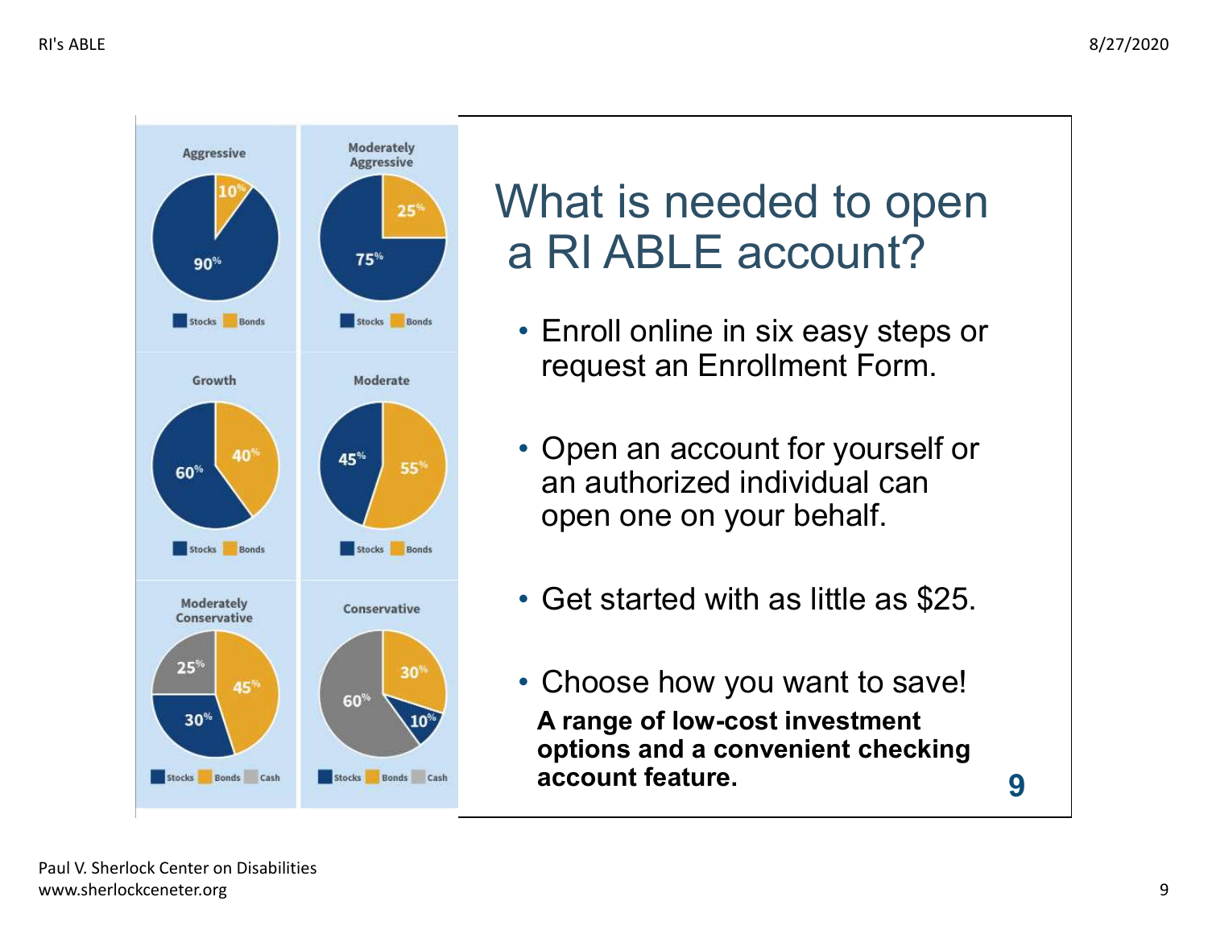# What is needed to open a RI ABLE account?

- Enroll online in six easy steps or request an Enrollment Form.
- Open an account for yourself or an authorized individual can open one on your behalf.
- Get started with as little as $25.
- Choose how you want to save!

**A range of low-cost investment options and a convenient checking account feature.**

| Portfolio | Stocks | Bonds | Cash |
| --- | --- | --- | --- |
| Aggressive | 90% | 10% | |
| Moderately Aggressive | 75% | 25% | |
| Growth | 60% | 40% | |
| Moderate | 45% | 55% | |
| Moderately Conservative | 30% | 45% | 25% |
| Conservative | 10% | 30% | 60% |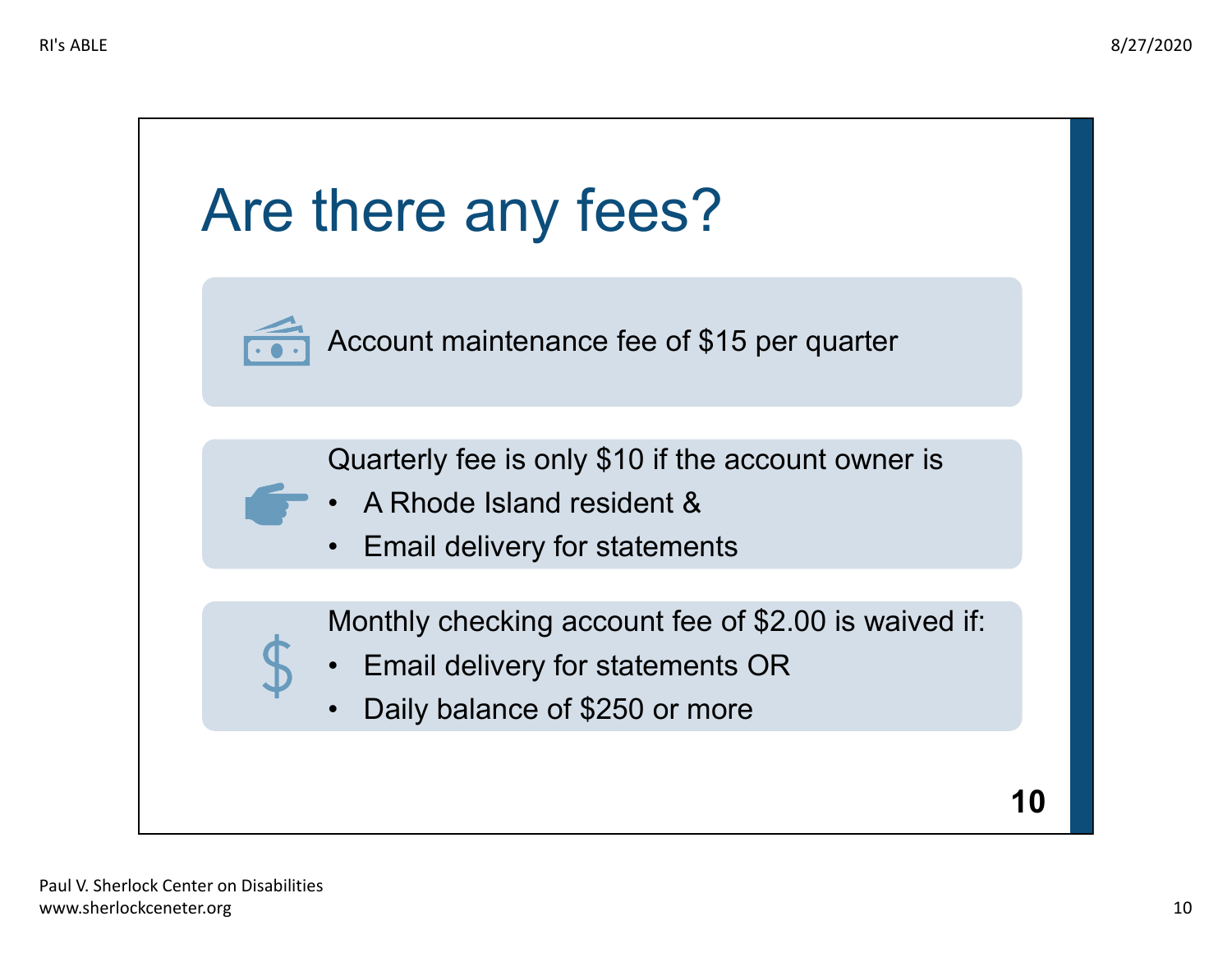# Are there any fees?

Account maintenance fee of $15 per quarter

Quarterly fee is only $10 if the account owner is

- A Rhode Island resident &
- Email delivery for statements

Monthly checking account fee of $2.00 is waived if:

- Email delivery for statements OR
- Daily balance of $250 or more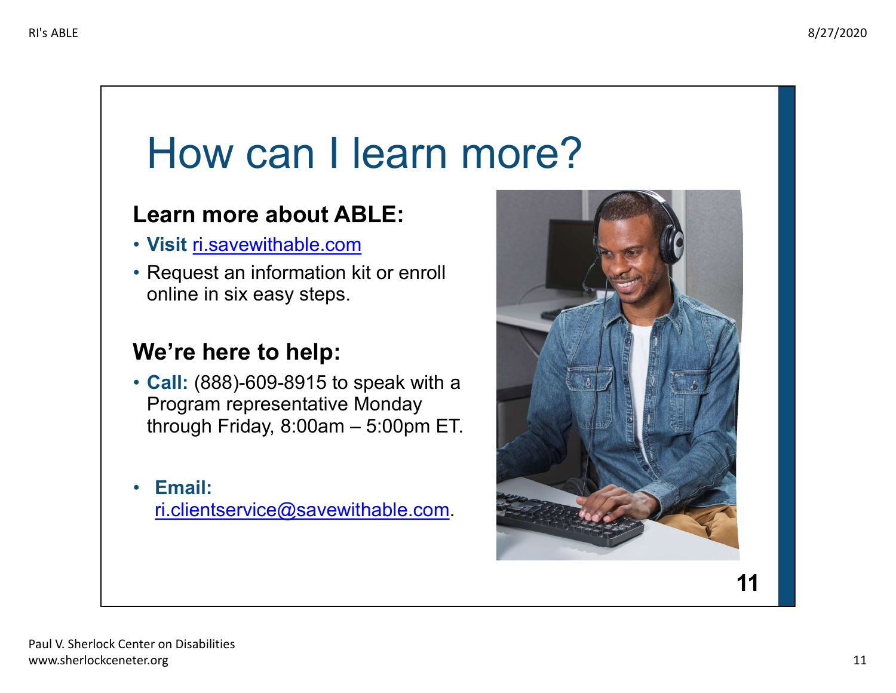# How can I learn more?

## Learn more about ABLE:

- **Visit** ri.savewithable.com
- Request an information kit or enroll online in six easy steps.

## We're here to help:

- **Call:** (888)-609-8915 to speak with a Program representative Monday through Friday, 8:00am – 5:00pm ET.
- **Email:** ri.clientservice@savewithable.com.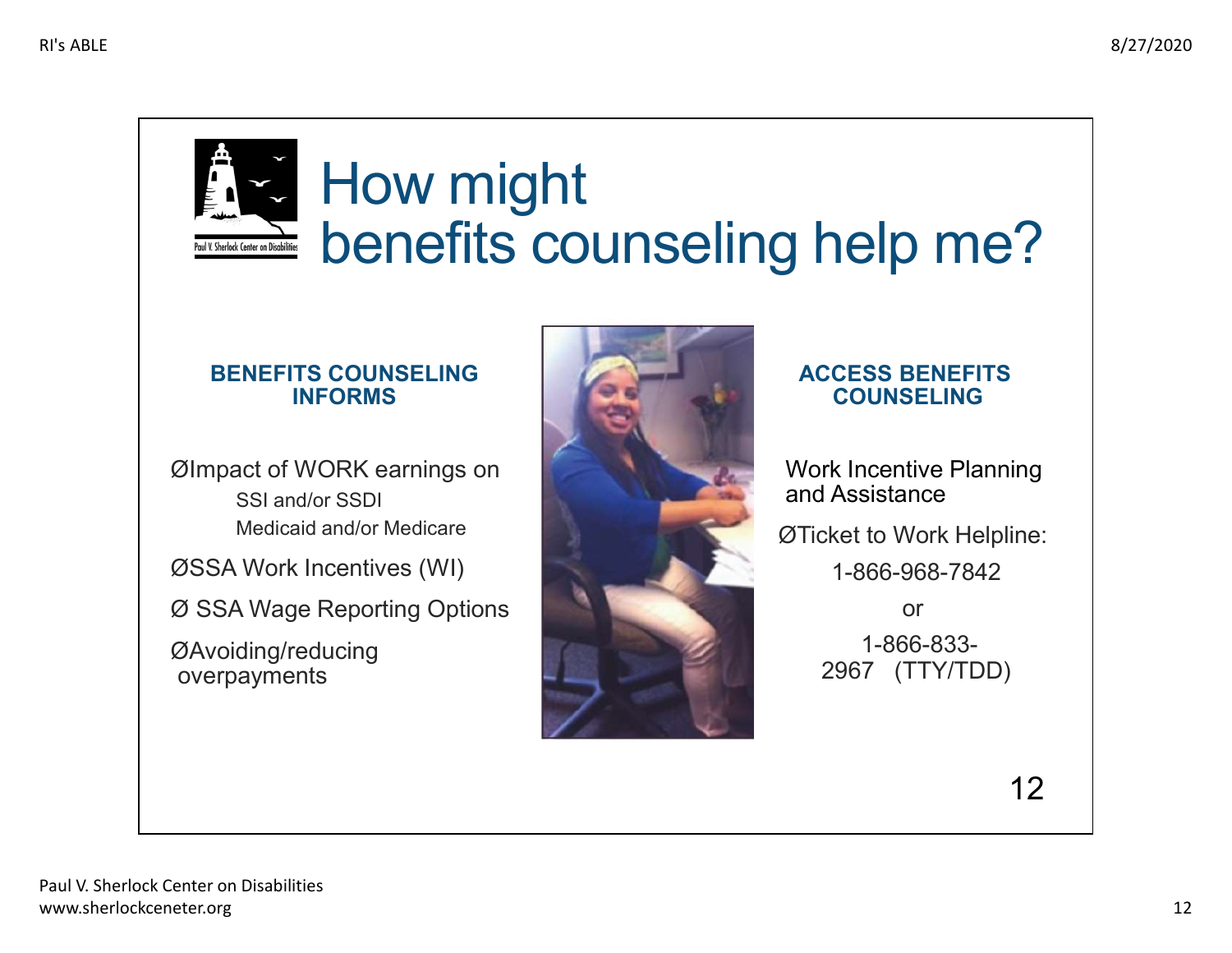# How might benefits counseling help me?

**BENEFITS COUNSELING INFORMS**

- Impact of WORK earnings on
  - SSI and/or SSDI
  - Medicaid and/or Medicare
- SSA Work Incentives (WI)
- SSA Wage Reporting Options
- Avoiding/reducing overpayments

**ACCESS BENEFITS COUNSELING**

Work Incentive Planning and Assistance

- Ticket to Work Helpline:

  1-866-968-7842

  or

  1-866-833-2967 (TTY/TDD)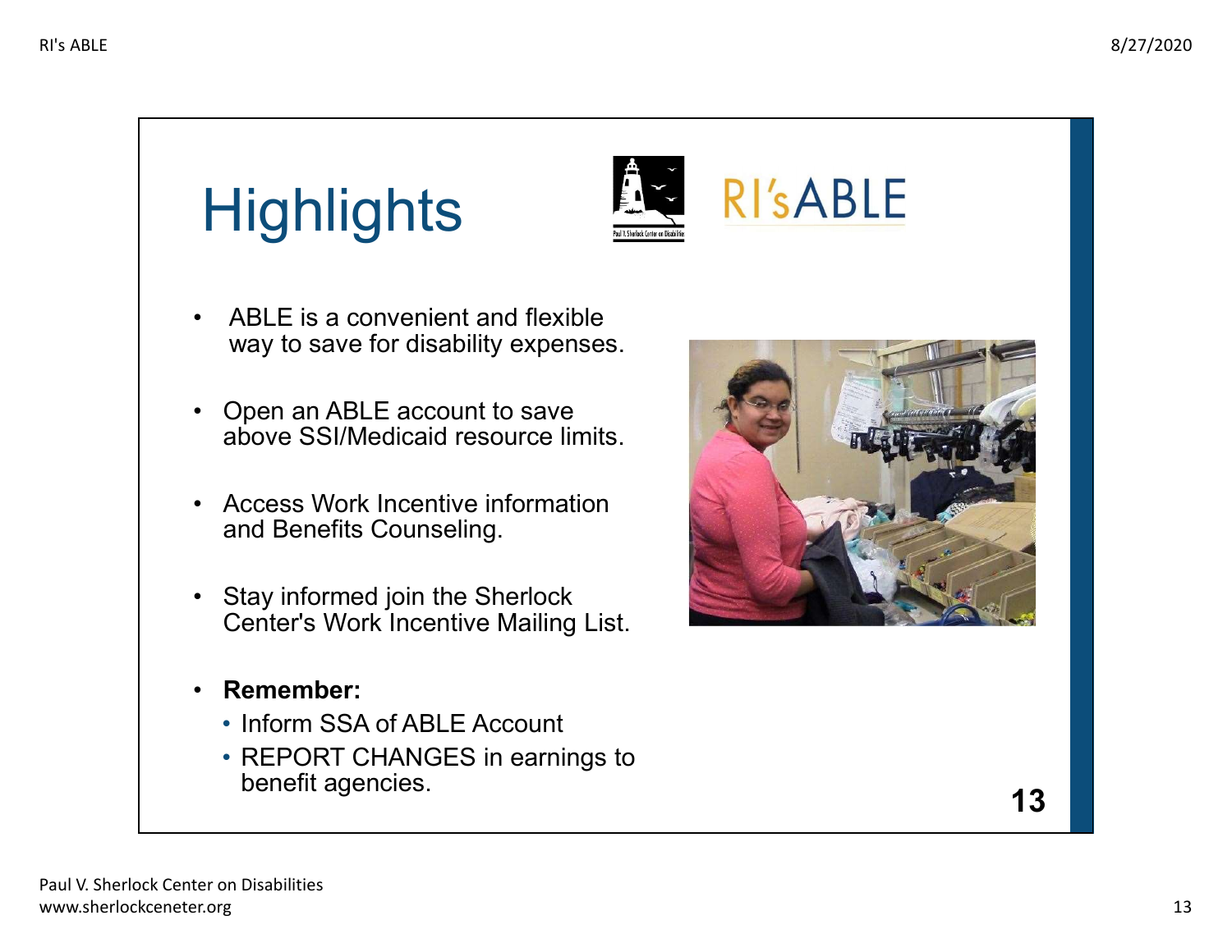# Highlights

RI'sABLE

- ABLE is a convenient and flexible way to save for disability expenses.
- Open an ABLE account to save above SSI/Medicaid resource limits.
- Access Work Incentive information and Benefits Counseling.
- Stay informed join the Sherlock Center's Work Incentive Mailing List.
- **Remember:**
  - Inform SSA of ABLE Account
  - REPORT CHANGES in earnings to benefit agencies.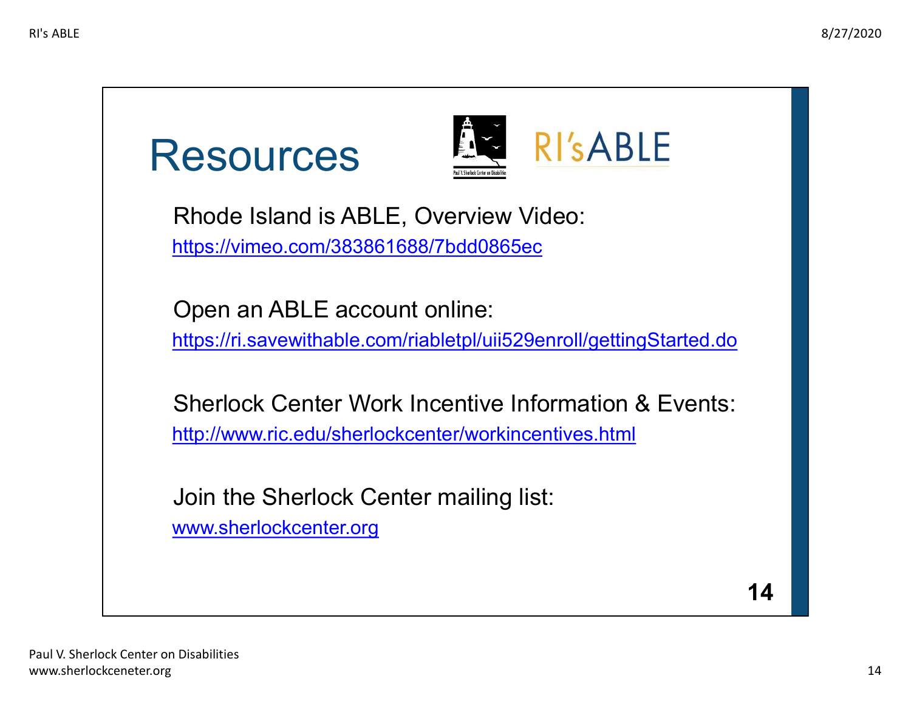# Resources

Rhode Island is ABLE, Overview Video:
https://vimeo.com/383861688/7bdd0865ec

Open an ABLE account online:
https://ri.savewithable.com/riabletpl/uii529enroll/gettingStarted.do

Sherlock Center Work Incentive Information & Events:
http://www.ric.edu/sherlockcenter/workincentives.html

Join the Sherlock Center mailing list:
www.sherlockcenter.org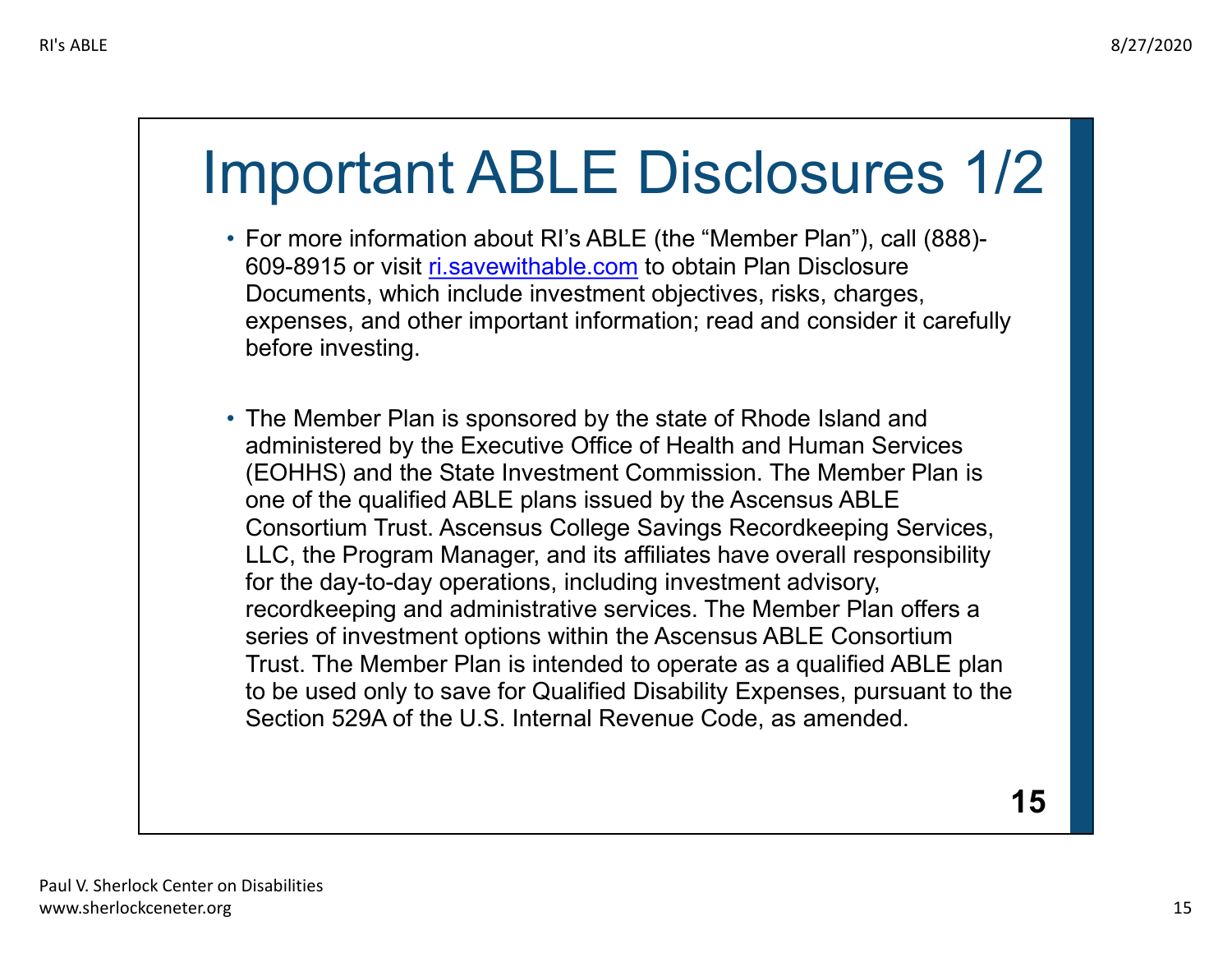# Important ABLE Disclosures 1/2

- For more information about RI's ABLE (the "Member Plan"), call (888)-609-8915 or visit [ri.savewithable.com](ri.savewithable.com) to obtain Plan Disclosure Documents, which include investment objectives, risks, charges, expenses, and other important information; read and consider it carefully before investing.

- The Member Plan is sponsored by the state of Rhode Island and administered by the Executive Office of Health and Human Services (EOHHS) and the State Investment Commission. The Member Plan is one of the qualified ABLE plans issued by the Ascensus ABLE Consortium Trust. Ascensus College Savings Recordkeeping Services, LLC, the Program Manager, and its affiliates have overall responsibility for the day-to-day operations, including investment advisory, recordkeeping and administrative services. The Member Plan offers a series of investment options within the Ascensus ABLE Consortium Trust. The Member Plan is intended to operate as a qualified ABLE plan to be used only to save for Qualified Disability Expenses, pursuant to the Section 529A of the U.S. Internal Revenue Code, as amended.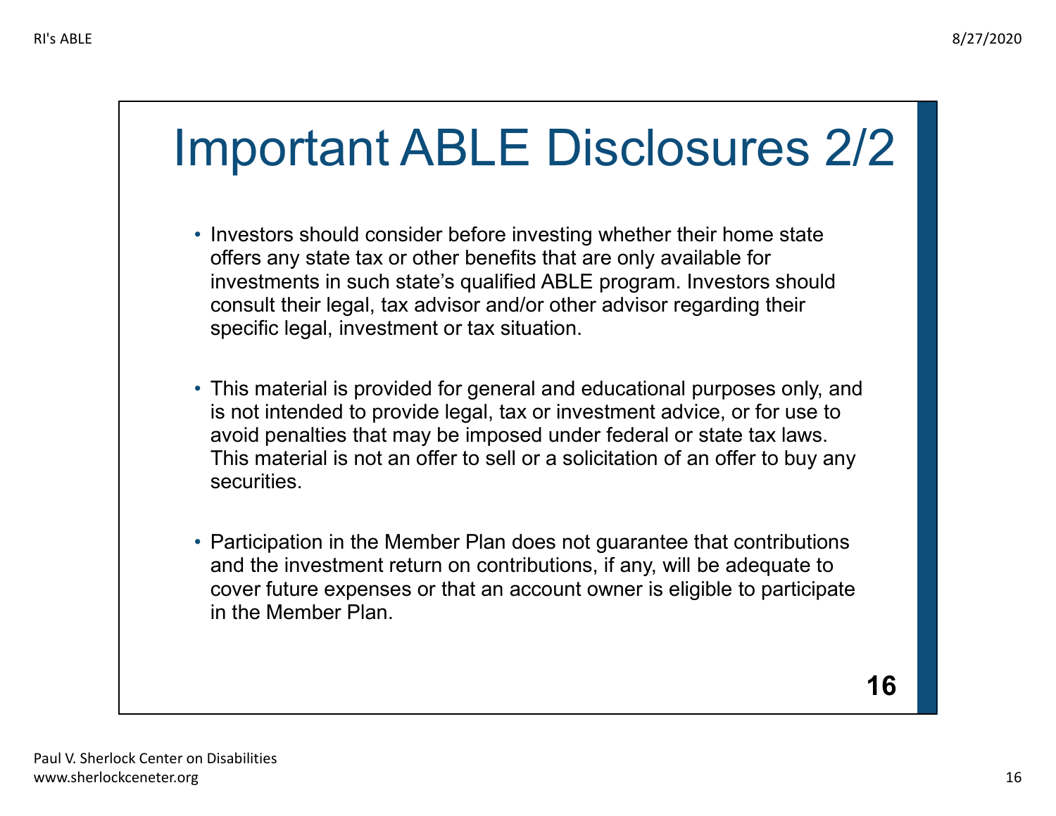# Important ABLE Disclosures 2/2

- Investors should consider before investing whether their home state offers any state tax or other benefits that are only available for investments in such state's qualified ABLE program. Investors should consult their legal, tax advisor and/or other advisor regarding their specific legal, investment or tax situation.

- This material is provided for general and educational purposes only, and is not intended to provide legal, tax or investment advice, or for use to avoid penalties that may be imposed under federal or state tax laws. This material is not an offer to sell or a solicitation of an offer to buy any securities.

- Participation in the Member Plan does not guarantee that contributions and the investment return on contributions, if any, will be adequate to cover future expenses or that an account owner is eligible to participate in the Member Plan.